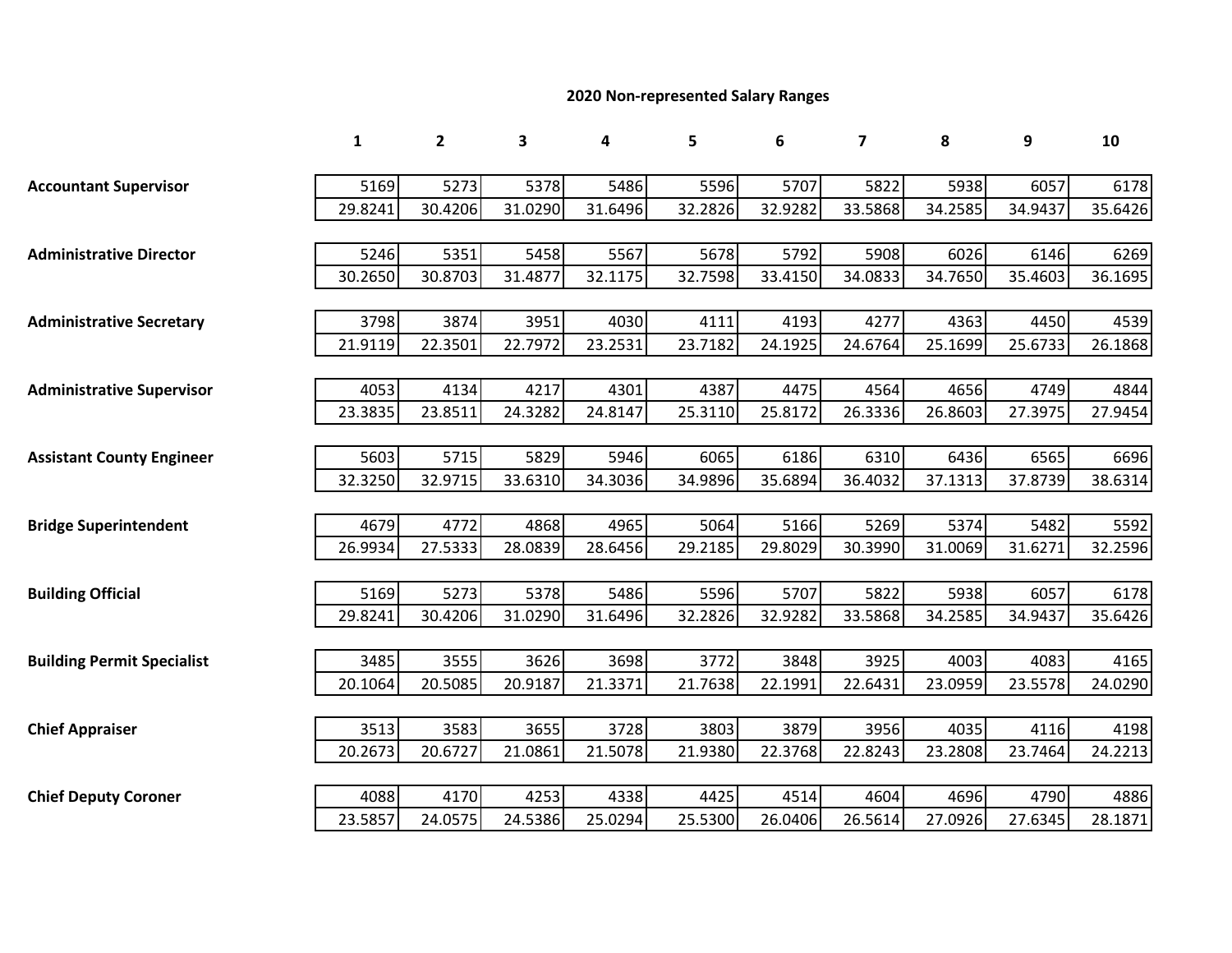## 2020 Non-represented Salary Ranges

| | 1 | 2 | 3 | 4 | 5 | 6 | 7 | 8 | 9 | 10 |
|---|---|---|---|---|---|---|---|---|---|---|
| **Accountant Supervisor** | 5169 | 5273 | 5378 | 5486 | 5596 | 5707 | 5822 | 5938 | 6057 | 6178 |
| | 29.8241 | 30.4206 | 31.0290 | 31.6496 | 32.2826 | 32.9282 | 33.5868 | 34.2585 | 34.9437 | 35.6426 |
| **Administrative Director** | 5246 | 5351 | 5458 | 5567 | 5678 | 5792 | 5908 | 6026 | 6146 | 6269 |
| | 30.2650 | 30.8703 | 31.4877 | 32.1175 | 32.7598 | 33.4150 | 34.0833 | 34.7650 | 35.4603 | 36.1695 |
| **Administrative Secretary** | 3798 | 3874 | 3951 | 4030 | 4111 | 4193 | 4277 | 4363 | 4450 | 4539 |
| | 21.9119 | 22.3501 | 22.7972 | 23.2531 | 23.7182 | 24.1925 | 24.6764 | 25.1699 | 25.6733 | 26.1868 |
| **Administrative Supervisor** | 4053 | 4134 | 4217 | 4301 | 4387 | 4475 | 4564 | 4656 | 4749 | 4844 |
| | 23.3835 | 23.8511 | 24.3282 | 24.8147 | 25.3110 | 25.8172 | 26.3336 | 26.8603 | 27.3975 | 27.9454 |
| **Assistant County Engineer** | 5603 | 5715 | 5829 | 5946 | 6065 | 6186 | 6310 | 6436 | 6565 | 6696 |
| | 32.3250 | 32.9715 | 33.6310 | 34.3036 | 34.9896 | 35.6894 | 36.4032 | 37.1313 | 37.8739 | 38.6314 |
| **Bridge Superintendent** | 4679 | 4772 | 4868 | 4965 | 5064 | 5166 | 5269 | 5374 | 5482 | 5592 |
| | 26.9934 | 27.5333 | 28.0839 | 28.6456 | 29.2185 | 29.8029 | 30.3990 | 31.0069 | 31.6271 | 32.2596 |
| **Building Official** | 5169 | 5273 | 5378 | 5486 | 5596 | 5707 | 5822 | 5938 | 6057 | 6178 |
| | 29.8241 | 30.4206 | 31.0290 | 31.6496 | 32.2826 | 32.9282 | 33.5868 | 34.2585 | 34.9437 | 35.6426 |
| **Building Permit Specialist** | 3485 | 3555 | 3626 | 3698 | 3772 | 3848 | 3925 | 4003 | 4083 | 4165 |
| | 20.1064 | 20.5085 | 20.9187 | 21.3371 | 21.7638 | 22.1991 | 22.6431 | 23.0959 | 23.5578 | 24.0290 |
| **Chief Appraiser** | 3513 | 3583 | 3655 | 3728 | 3803 | 3879 | 3956 | 4035 | 4116 | 4198 |
| | 20.2673 | 20.6727 | 21.0861 | 21.5078 | 21.9380 | 22.3768 | 22.8243 | 23.2808 | 23.7464 | 24.2213 |
| **Chief Deputy Coroner** | 4088 | 4170 | 4253 | 4338 | 4425 | 4514 | 4604 | 4696 | 4790 | 4886 |
| | 23.5857 | 24.0575 | 24.5386 | 25.0294 | 25.5300 | 26.0406 | 26.5614 | 27.0926 | 27.6345 | 28.1871 |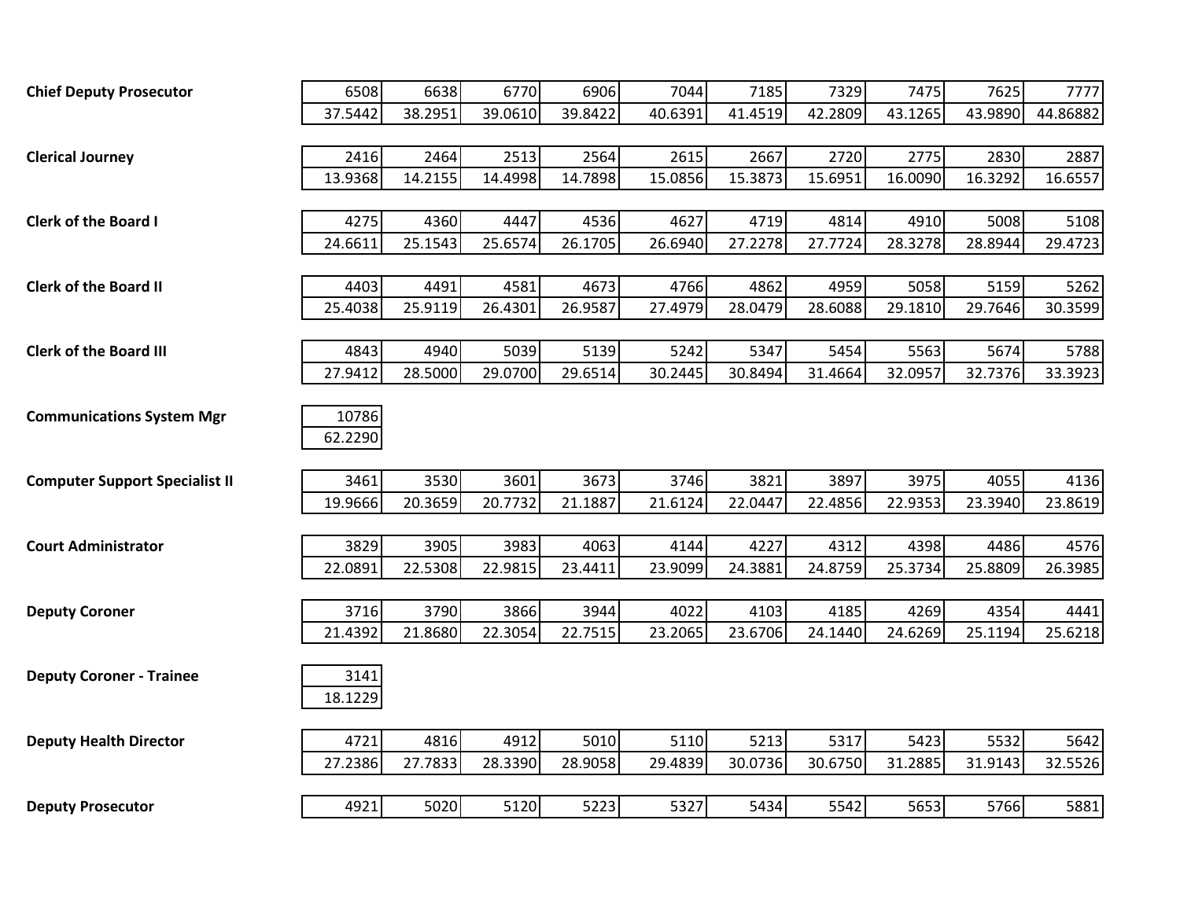| Position | Step 1 | Step 2 | Step 3 | Step 4 | Step 5 | Step 6 | Step 7 | Step 8 | Step 9 | Step 10 |
|---|---|---|---|---|---|---|---|---|---|---|
| **Chief Deputy Prosecutor** | 6508 | 6638 | 6770 | 6906 | 7044 | 7185 | 7329 | 7475 | 7625 | 7777 |
| | 37.5442 | 38.2951 | 39.0610 | 39.8422 | 40.6391 | 41.4519 | 42.2809 | 43.1265 | 43.9890 | 44.86882 |
| **Clerical Journey** | 2416 | 2464 | 2513 | 2564 | 2615 | 2667 | 2720 | 2775 | 2830 | 2887 |
| | 13.9368 | 14.2155 | 14.4998 | 14.7898 | 15.0856 | 15.3873 | 15.6951 | 16.0090 | 16.3292 | 16.6557 |
| **Clerk of the Board I** | 4275 | 4360 | 4447 | 4536 | 4627 | 4719 | 4814 | 4910 | 5008 | 5108 |
| | 24.6611 | 25.1543 | 25.6574 | 26.1705 | 26.6940 | 27.2278 | 27.7724 | 28.3278 | 28.8944 | 29.4723 |
| **Clerk of the Board II** | 4403 | 4491 | 4581 | 4673 | 4766 | 4862 | 4959 | 5058 | 5159 | 5262 |
| | 25.4038 | 25.9119 | 26.4301 | 26.9587 | 27.4979 | 28.0479 | 28.6088 | 29.1810 | 29.7646 | 30.3599 |
| **Clerk of the Board III** | 4843 | 4940 | 5039 | 5139 | 5242 | 5347 | 5454 | 5563 | 5674 | 5788 |
| | 27.9412 | 28.5000 | 29.0700 | 29.6514 | 30.2445 | 30.8494 | 31.4664 | 32.0957 | 32.7376 | 33.3923 |
| **Communications System Mgr** | 10786 | | | | | | | | | |
| | 62.2290 | | | | | | | | | |
| **Computer Support Specialist II** | 3461 | 3530 | 3601 | 3673 | 3746 | 3821 | 3897 | 3975 | 4055 | 4136 |
| | 19.9666 | 20.3659 | 20.7732 | 21.1887 | 21.6124 | 22.0447 | 22.4856 | 22.9353 | 23.3940 | 23.8619 |
| **Court Administrator** | 3829 | 3905 | 3983 | 4063 | 4144 | 4227 | 4312 | 4398 | 4486 | 4576 |
| | 22.0891 | 22.5308 | 22.9815 | 23.4411 | 23.9099 | 24.3881 | 24.8759 | 25.3734 | 25.8809 | 26.3985 |
| **Deputy Coroner** | 3716 | 3790 | 3866 | 3944 | 4022 | 4103 | 4185 | 4269 | 4354 | 4441 |
| | 21.4392 | 21.8680 | 22.3054 | 22.7515 | 23.2065 | 23.6706 | 24.1440 | 24.6269 | 25.1194 | 25.6218 |
| **Deputy Coroner - Trainee** | 3141 | | | | | | | | | |
| | 18.1229 | | | | | | | | | |
| **Deputy Health Director** | 4721 | 4816 | 4912 | 5010 | 5110 | 5213 | 5317 | 5423 | 5532 | 5642 |
| | 27.2386 | 27.7833 | 28.3390 | 28.9058 | 29.4839 | 30.0736 | 30.6750 | 31.2885 | 31.9143 | 32.5526 |
| **Deputy Prosecutor** | 4921 | 5020 | 5120 | 5223 | 5327 | 5434 | 5542 | 5653 | 5766 | 5881 |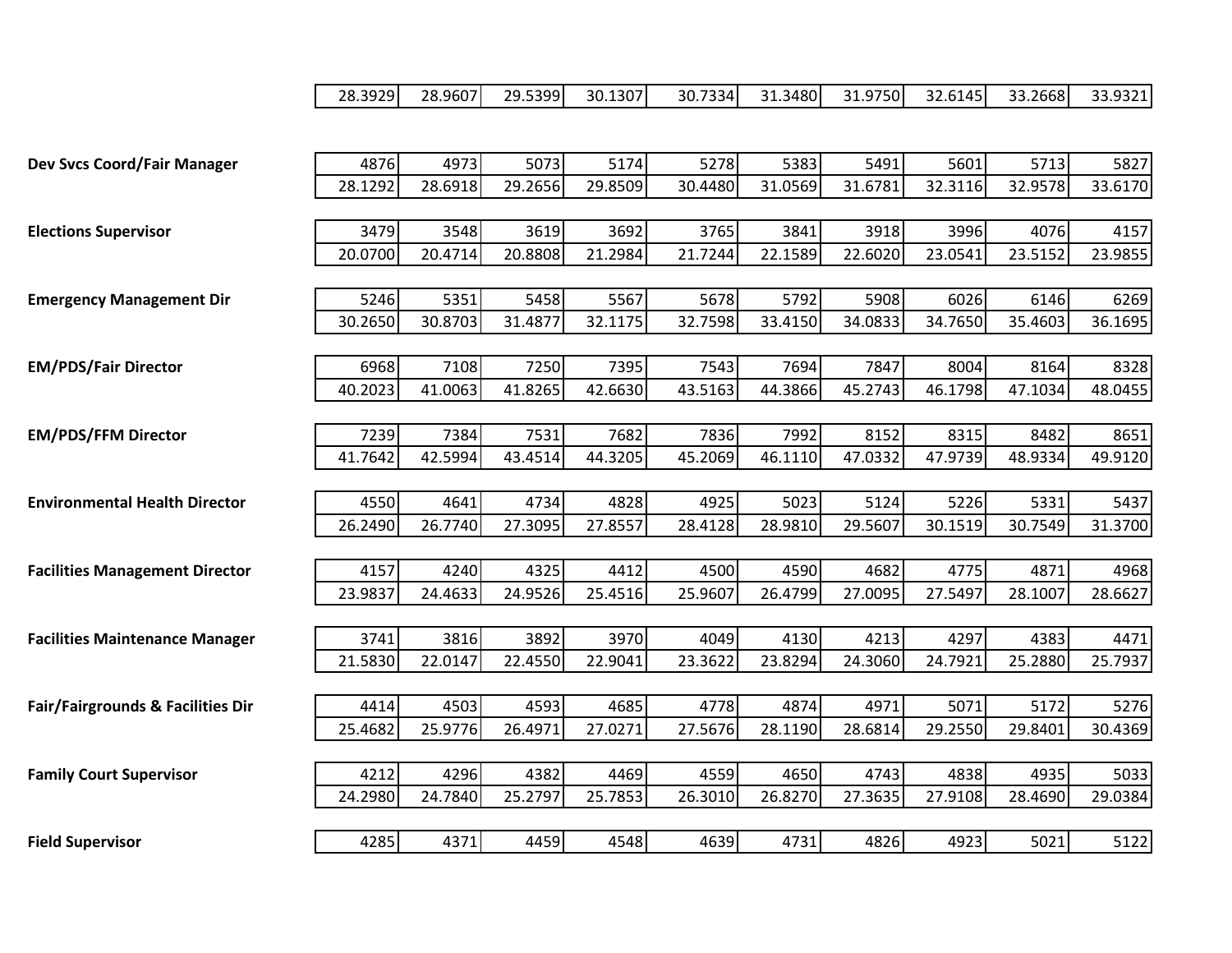| Position | Step 1 | Step 2 | Step 3 | Step 4 | Step 5 | Step 6 | Step 7 | Step 8 | Step 9 | Step 10 |
|---|---|---|---|---|---|---|---|---|---|---|
| | 28.3929 | 28.9607 | 29.5399 | 30.1307 | 30.7334 | 31.3480 | 31.9750 | 32.6145 | 33.2668 | 33.9321 |
| **Dev Svcs Coord/Fair Manager** | 4876 | 4973 | 5073 | 5174 | 5278 | 5383 | 5491 | 5601 | 5713 | 5827 |
| | 28.1292 | 28.6918 | 29.2656 | 29.8509 | 30.4480 | 31.0569 | 31.6781 | 32.3116 | 32.9578 | 33.6170 |
| **Elections Supervisor** | 3479 | 3548 | 3619 | 3692 | 3765 | 3841 | 3918 | 3996 | 4076 | 4157 |
| | 20.0700 | 20.4714 | 20.8808 | 21.2984 | 21.7244 | 22.1589 | 22.6020 | 23.0541 | 23.5152 | 23.9855 |
| **Emergency Management Dir** | 5246 | 5351 | 5458 | 5567 | 5678 | 5792 | 5908 | 6026 | 6146 | 6269 |
| | 30.2650 | 30.8703 | 31.4877 | 32.1175 | 32.7598 | 33.4150 | 34.0833 | 34.7650 | 35.4603 | 36.1695 |
| **EM/PDS/Fair Director** | 6968 | 7108 | 7250 | 7395 | 7543 | 7694 | 7847 | 8004 | 8164 | 8328 |
| | 40.2023 | 41.0063 | 41.8265 | 42.6630 | 43.5163 | 44.3866 | 45.2743 | 46.1798 | 47.1034 | 48.0455 |
| **EM/PDS/FFM Director** | 7239 | 7384 | 7531 | 7682 | 7836 | 7992 | 8152 | 8315 | 8482 | 8651 |
| | 41.7642 | 42.5994 | 43.4514 | 44.3205 | 45.2069 | 46.1110 | 47.0332 | 47.9739 | 48.9334 | 49.9120 |
| **Environmental Health Director** | 4550 | 4641 | 4734 | 4828 | 4925 | 5023 | 5124 | 5226 | 5331 | 5437 |
| | 26.2490 | 26.7740 | 27.3095 | 27.8557 | 28.4128 | 28.9810 | 29.5607 | 30.1519 | 30.7549 | 31.3700 |
| **Facilities Management Director** | 4157 | 4240 | 4325 | 4412 | 4500 | 4590 | 4682 | 4775 | 4871 | 4968 |
| | 23.9837 | 24.4633 | 24.9526 | 25.4516 | 25.9607 | 26.4799 | 27.0095 | 27.5497 | 28.1007 | 28.6627 |
| **Facilities Maintenance Manager** | 3741 | 3816 | 3892 | 3970 | 4049 | 4130 | 4213 | 4297 | 4383 | 4471 |
| | 21.5830 | 22.0147 | 22.4550 | 22.9041 | 23.3622 | 23.8294 | 24.3060 | 24.7921 | 25.2880 | 25.7937 |
| **Fair/Fairgrounds & Facilities Dir** | 4414 | 4503 | 4593 | 4685 | 4778 | 4874 | 4971 | 5071 | 5172 | 5276 |
| | 25.4682 | 25.9776 | 26.4971 | 27.0271 | 27.5676 | 28.1190 | 28.6814 | 29.2550 | 29.8401 | 30.4369 |
| **Family Court Supervisor** | 4212 | 4296 | 4382 | 4469 | 4559 | 4650 | 4743 | 4838 | 4935 | 5033 |
| | 24.2980 | 24.7840 | 25.2797 | 25.7853 | 26.3010 | 26.8270 | 27.3635 | 27.9108 | 28.4690 | 29.0384 |
| **Field Supervisor** | 4285 | 4371 | 4459 | 4548 | 4639 | 4731 | 4826 | 4923 | 5021 | 5122 |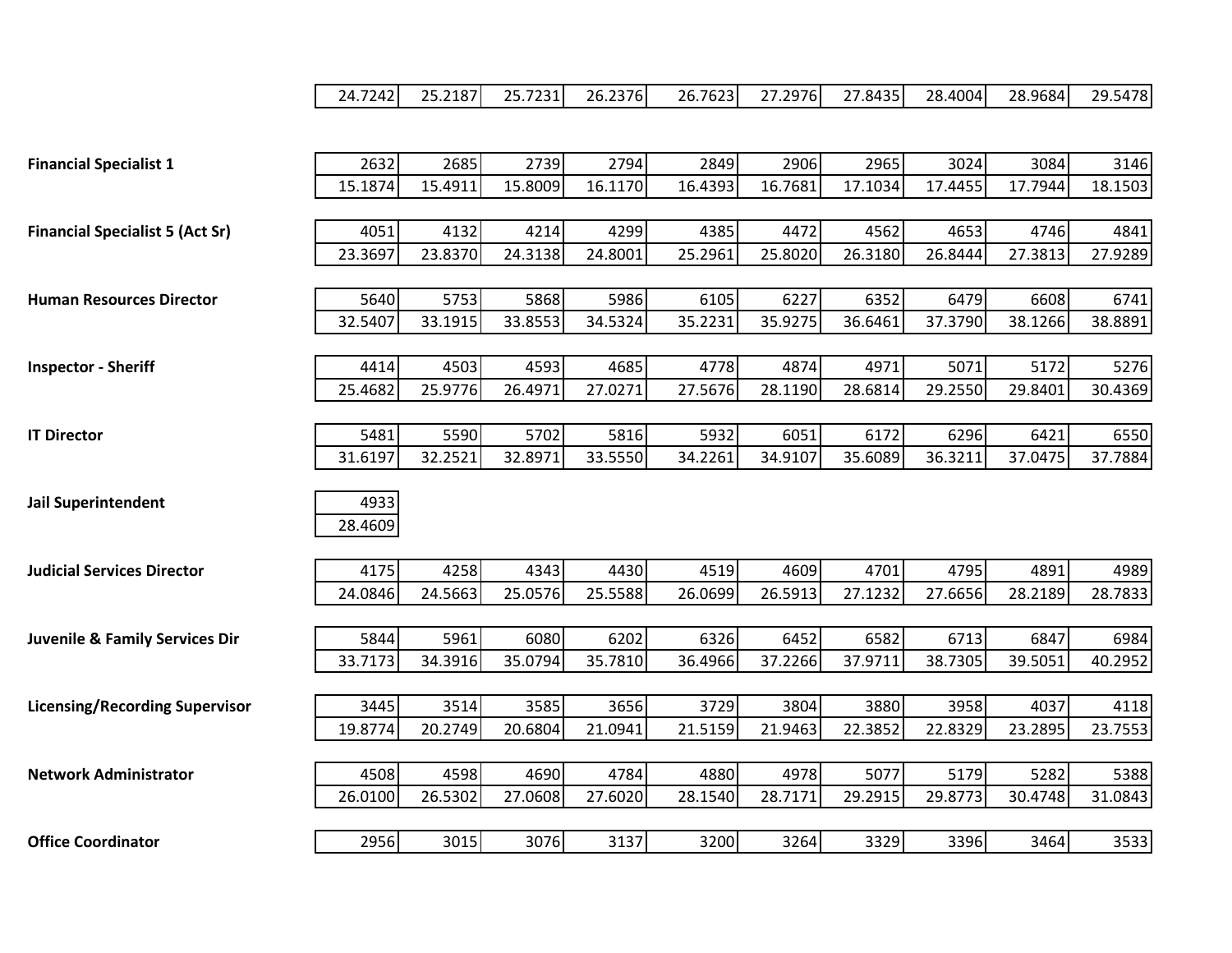| Position | Step 1 | Step 2 | Step 3 | Step 4 | Step 5 | Step 6 | Step 7 | Step 8 | Step 9 | Step 10 |
|---|---|---|---|---|---|---|---|---|---|---|
| | 24.7242 | 25.2187 | 25.7231 | 26.2376 | 26.7623 | 27.2976 | 27.8435 | 28.4004 | 28.9684 | 29.5478 |
| **Financial Specialist 1** | 2632 | 2685 | 2739 | 2794 | 2849 | 2906 | 2965 | 3024 | 3084 | 3146 |
| | 15.1874 | 15.4911 | 15.8009 | 16.1170 | 16.4393 | 16.7681 | 17.1034 | 17.4455 | 17.7944 | 18.1503 |
| **Financial Specialist 5 (Act Sr)** | 4051 | 4132 | 4214 | 4299 | 4385 | 4472 | 4562 | 4653 | 4746 | 4841 |
| | 23.3697 | 23.8370 | 24.3138 | 24.8001 | 25.2961 | 25.8020 | 26.3180 | 26.8444 | 27.3813 | 27.9289 |
| **Human Resources Director** | 5640 | 5753 | 5868 | 5986 | 6105 | 6227 | 6352 | 6479 | 6608 | 6741 |
| | 32.5407 | 33.1915 | 33.8553 | 34.5324 | 35.2231 | 35.9275 | 36.6461 | 37.3790 | 38.1266 | 38.8891 |
| **Inspector - Sheriff** | 4414 | 4503 | 4593 | 4685 | 4778 | 4874 | 4971 | 5071 | 5172 | 5276 |
| | 25.4682 | 25.9776 | 26.4971 | 27.0271 | 27.5676 | 28.1190 | 28.6814 | 29.2550 | 29.8401 | 30.4369 |
| **IT Director** | 5481 | 5590 | 5702 | 5816 | 5932 | 6051 | 6172 | 6296 | 6421 | 6550 |
| | 31.6197 | 32.2521 | 32.8971 | 33.5550 | 34.2261 | 34.9107 | 35.6089 | 36.3211 | 37.0475 | 37.7884 |
| **Jail Superintendent** | 4933 | | | | | | | | | |
| | 28.4609 | | | | | | | | | |
| **Judicial Services Director** | 4175 | 4258 | 4343 | 4430 | 4519 | 4609 | 4701 | 4795 | 4891 | 4989 |
| | 24.0846 | 24.5663 | 25.0576 | 25.5588 | 26.0699 | 26.5913 | 27.1232 | 27.6656 | 28.2189 | 28.7833 |
| **Juvenile & Family Services Dir** | 5844 | 5961 | 6080 | 6202 | 6326 | 6452 | 6582 | 6713 | 6847 | 6984 |
| | 33.7173 | 34.3916 | 35.0794 | 35.7810 | 36.4966 | 37.2266 | 37.9711 | 38.7305 | 39.5051 | 40.2952 |
| **Licensing/Recording Supervisor** | 3445 | 3514 | 3585 | 3656 | 3729 | 3804 | 3880 | 3958 | 4037 | 4118 |
| | 19.8774 | 20.2749 | 20.6804 | 21.0941 | 21.5159 | 21.9463 | 22.3852 | 22.8329 | 23.2895 | 23.7553 |
| **Network Administrator** | 4508 | 4598 | 4690 | 4784 | 4880 | 4978 | 5077 | 5179 | 5282 | 5388 |
| | 26.0100 | 26.5302 | 27.0608 | 27.6020 | 28.1540 | 28.7171 | 29.2915 | 29.8773 | 30.4748 | 31.0843 |
| **Office Coordinator** | 2956 | 3015 | 3076 | 3137 | 3200 | 3264 | 3329 | 3396 | 3464 | 3533 |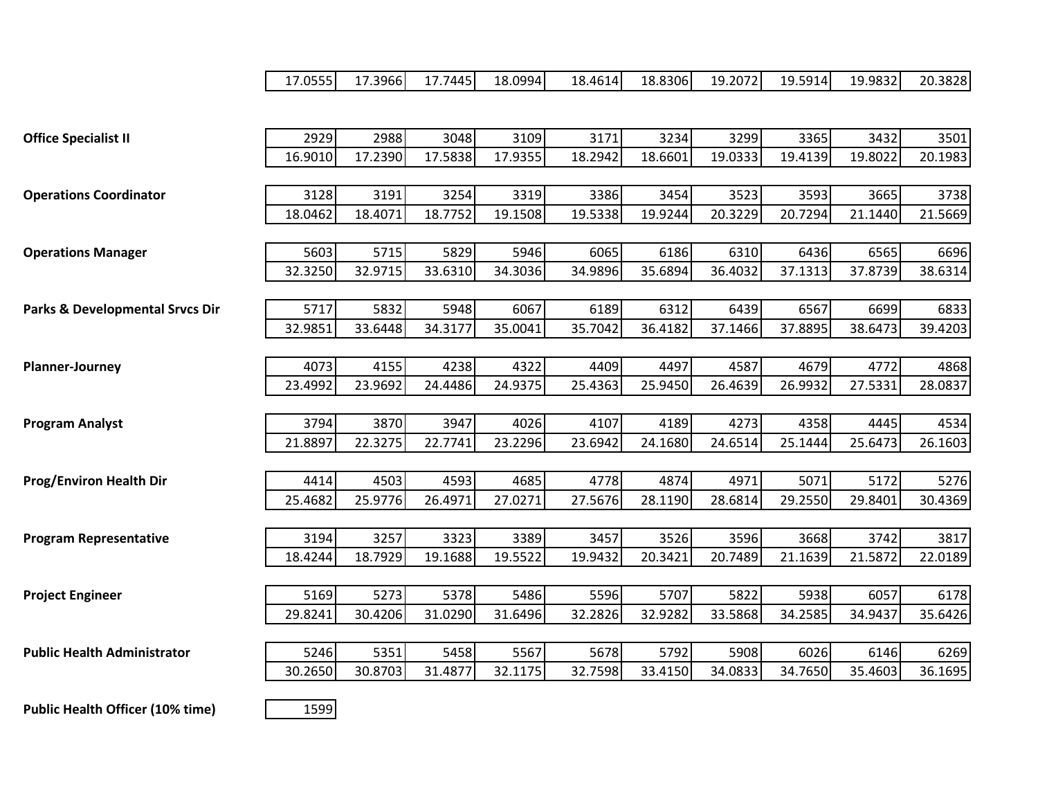| Position | Step 1 | Step 2 | Step 3 | Step 4 | Step 5 | Step 6 | Step 7 | Step 8 | Step 9 | Step 10 |
|---|---|---|---|---|---|---|---|---|---|---|
| | 17.0555 | 17.3966 | 17.7445 | 18.0994 | 18.4614 | 18.8306 | 19.2072 | 19.5914 | 19.9832 | 20.3828 |
| **Office Specialist II** | 2929 | 2988 | 3048 | 3109 | 3171 | 3234 | 3299 | 3365 | 3432 | 3501 |
| | 16.9010 | 17.2390 | 17.5838 | 17.9355 | 18.2942 | 18.6601 | 19.0333 | 19.4139 | 19.8022 | 20.1983 |
| **Operations Coordinator** | 3128 | 3191 | 3254 | 3319 | 3386 | 3454 | 3523 | 3593 | 3665 | 3738 |
| | 18.0462 | 18.4071 | 18.7752 | 19.1508 | 19.5338 | 19.9244 | 20.3229 | 20.7294 | 21.1440 | 21.5669 |
| **Operations Manager** | 5603 | 5715 | 5829 | 5946 | 6065 | 6186 | 6310 | 6436 | 6565 | 6696 |
| | 32.3250 | 32.9715 | 33.6310 | 34.3036 | 34.9896 | 35.6894 | 36.4032 | 37.1313 | 37.8739 | 38.6314 |
| **Parks & Developmental Srvcs Dir** | 5717 | 5832 | 5948 | 6067 | 6189 | 6312 | 6439 | 6567 | 6699 | 6833 |
| | 32.9851 | 33.6448 | 34.3177 | 35.0041 | 35.7042 | 36.4182 | 37.1466 | 37.8895 | 38.6473 | 39.4203 |
| **Planner-Journey** | 4073 | 4155 | 4238 | 4322 | 4409 | 4497 | 4587 | 4679 | 4772 | 4868 |
| | 23.4992 | 23.9692 | 24.4486 | 24.9375 | 25.4363 | 25.9450 | 26.4639 | 26.9932 | 27.5331 | 28.0837 |
| **Program Analyst** | 3794 | 3870 | 3947 | 4026 | 4107 | 4189 | 4273 | 4358 | 4445 | 4534 |
| | 21.8897 | 22.3275 | 22.7741 | 23.2296 | 23.6942 | 24.1680 | 24.6514 | 25.1444 | 25.6473 | 26.1603 |
| **Prog/Environ Health Dir** | 4414 | 4503 | 4593 | 4685 | 4778 | 4874 | 4971 | 5071 | 5172 | 5276 |
| | 25.4682 | 25.9776 | 26.4971 | 27.0271 | 27.5676 | 28.1190 | 28.6814 | 29.2550 | 29.8401 | 30.4369 |
| **Program Representative** | 3194 | 3257 | 3323 | 3389 | 3457 | 3526 | 3596 | 3668 | 3742 | 3817 |
| | 18.4244 | 18.7929 | 19.1688 | 19.5522 | 19.9432 | 20.3421 | 20.7489 | 21.1639 | 21.5872 | 22.0189 |
| **Project Engineer** | 5169 | 5273 | 5378 | 5486 | 5596 | 5707 | 5822 | 5938 | 6057 | 6178 |
| | 29.8241 | 30.4206 | 31.0290 | 31.6496 | 32.2826 | 32.9282 | 33.5868 | 34.2585 | 34.9437 | 35.6426 |
| **Public Health Administrator** | 5246 | 5351 | 5458 | 5567 | 5678 | 5792 | 5908 | 6026 | 6146 | 6269 |
| | 30.2650 | 30.8703 | 31.4877 | 32.1175 | 32.7598 | 33.4150 | 34.0833 | 34.7650 | 35.4603 | 36.1695 |
| **Public Health Officer (10% time)** | 1599 | | | | | | | | | |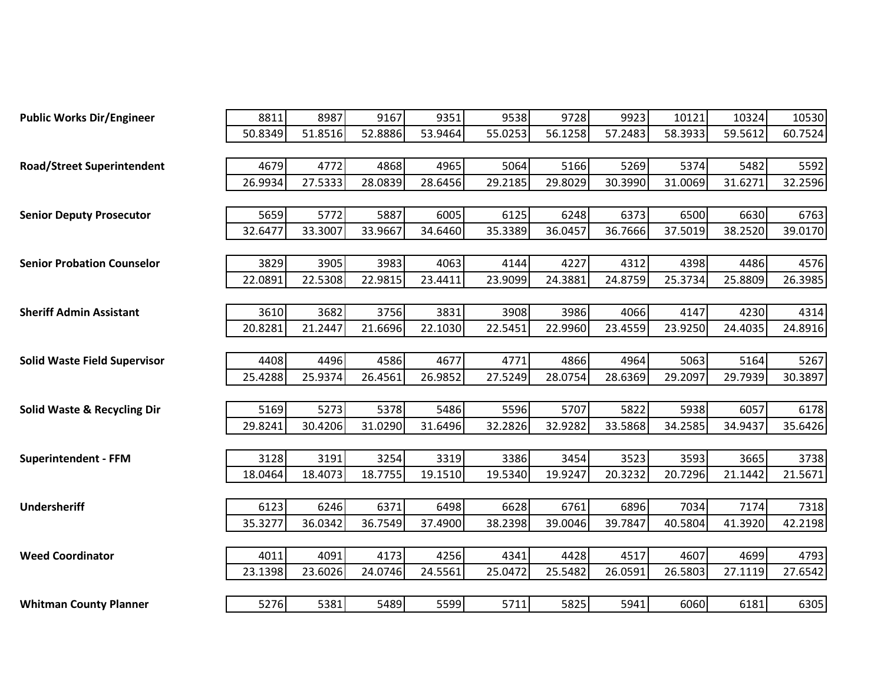| Position | Step 1 | Step 2 | Step 3 | Step 4 | Step 5 | Step 6 | Step 7 | Step 8 | Step 9 | Step 10 |
|---|---|---|---|---|---|---|---|---|---|---|
| **Public Works Dir/Engineer** | 8811 | 8987 | 9167 | 9351 | 9538 | 9728 | 9923 | 10121 | 10324 | 10530 |
| | 50.8349 | 51.8516 | 52.8886 | 53.9464 | 55.0253 | 56.1258 | 57.2483 | 58.3933 | 59.5612 | 60.7524 |
| **Road/Street Superintendent** | 4679 | 4772 | 4868 | 4965 | 5064 | 5166 | 5269 | 5374 | 5482 | 5592 |
| | 26.9934 | 27.5333 | 28.0839 | 28.6456 | 29.2185 | 29.8029 | 30.3990 | 31.0069 | 31.6271 | 32.2596 |
| **Senior Deputy Prosecutor** | 5659 | 5772 | 5887 | 6005 | 6125 | 6248 | 6373 | 6500 | 6630 | 6763 |
| | 32.6477 | 33.3007 | 33.9667 | 34.6460 | 35.3389 | 36.0457 | 36.7666 | 37.5019 | 38.2520 | 39.0170 |
| **Senior Probation Counselor** | 3829 | 3905 | 3983 | 4063 | 4144 | 4227 | 4312 | 4398 | 4486 | 4576 |
| | 22.0891 | 22.5308 | 22.9815 | 23.4411 | 23.9099 | 24.3881 | 24.8759 | 25.3734 | 25.8809 | 26.3985 |
| **Sheriff Admin Assistant** | 3610 | 3682 | 3756 | 3831 | 3908 | 3986 | 4066 | 4147 | 4230 | 4314 |
| | 20.8281 | 21.2447 | 21.6696 | 22.1030 | 22.5451 | 22.9960 | 23.4559 | 23.9250 | 24.4035 | 24.8916 |
| **Solid Waste Field Supervisor** | 4408 | 4496 | 4586 | 4677 | 4771 | 4866 | 4964 | 5063 | 5164 | 5267 |
| | 25.4288 | 25.9374 | 26.4561 | 26.9852 | 27.5249 | 28.0754 | 28.6369 | 29.2097 | 29.7939 | 30.3897 |
| **Solid Waste & Recycling Dir** | 5169 | 5273 | 5378 | 5486 | 5596 | 5707 | 5822 | 5938 | 6057 | 6178 |
| | 29.8241 | 30.4206 | 31.0290 | 31.6496 | 32.2826 | 32.9282 | 33.5868 | 34.2585 | 34.9437 | 35.6426 |
| **Superintendent - FFM** | 3128 | 3191 | 3254 | 3319 | 3386 | 3454 | 3523 | 3593 | 3665 | 3738 |
| | 18.0464 | 18.4073 | 18.7755 | 19.1510 | 19.5340 | 19.9247 | 20.3232 | 20.7296 | 21.1442 | 21.5671 |
| **Undersheriff** | 6123 | 6246 | 6371 | 6498 | 6628 | 6761 | 6896 | 7034 | 7174 | 7318 |
| | 35.3277 | 36.0342 | 36.7549 | 37.4900 | 38.2398 | 39.0046 | 39.7847 | 40.5804 | 41.3920 | 42.2198 |
| **Weed Coordinator** | 4011 | 4091 | 4173 | 4256 | 4341 | 4428 | 4517 | 4607 | 4699 | 4793 |
| | 23.1398 | 23.6026 | 24.0746 | 24.5561 | 25.0472 | 25.5482 | 26.0591 | 26.5803 | 27.1119 | 27.6542 |
| **Whitman County Planner** | 5276 | 5381 | 5489 | 5599 | 5711 | 5825 | 5941 | 6060 | 6181 | 6305 |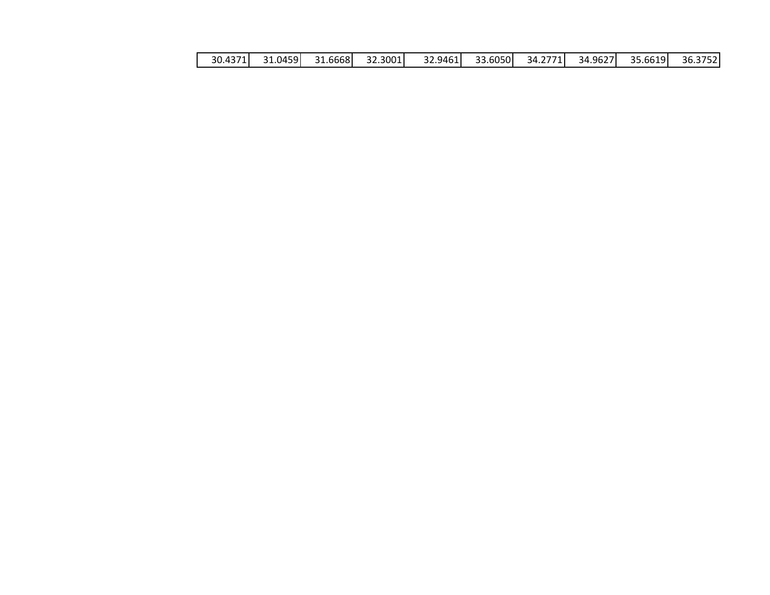| | | | | | | | | | |
|---|---|---|---|---|---|---|---|---|---|
| 30.4371 | 31.0459 | 31.6668 | 32.3001 | 32.9461 | 33.6050 | 34.2771 | 34.9627 | 35.6619 | 36.3752 |